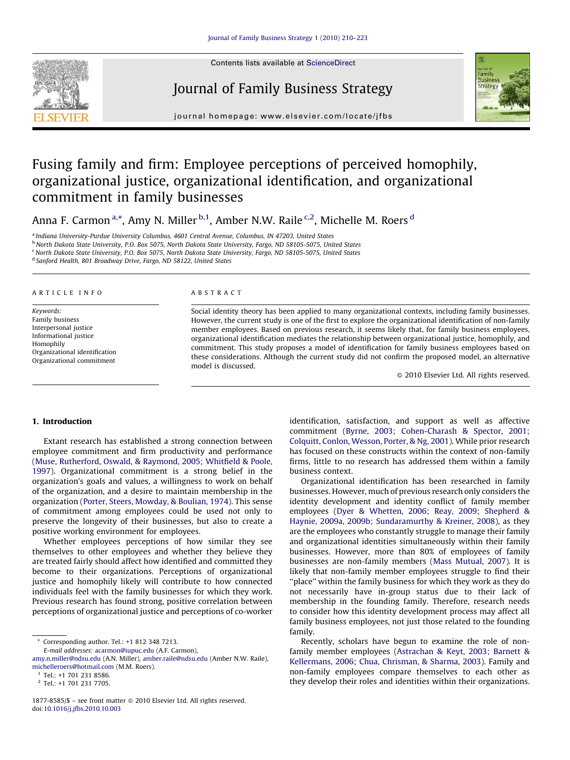# Fusing family and firm: Employee perceptions of perceived homophily, organizational justice, organizational identification, and organizational commitment in family businesses

Anna F. Carmon[a,*], Amy N. Miller[b,1], Amber N.W. Raile[c,2], Michelle M. Roers[d]

[a] Indiana University-Purdue University Columbus, 4601 Central Avenue, Columbus, IN 47203, United States
[b] North Dakota State University, P.O. Box 5075, North Dakota State University, Fargo, ND 58105-5075, United States
[c] North Dakota State University, P.O. Box 5075, North Dakota State University, Fargo, ND 58105-5075, United States
[d] Sanford Health, 801 Broadway Drive, Fargo, ND 58122, United States

ARTICLE INFO

*Keywords:*
Family business
Interpersonal justice
Informational justice
Homophily
Organizational identification
Organizational commitment

ABSTRACT

Social identity theory has been applied to many organizational contexts, including family businesses. However, the current study is one of the first to explore the organizational identification of non-family member employees. Based on previous research, it seems likely that, for family business employees, organizational identification mediates the relationship between organizational justice, homophily, and commitment. This study proposes a model of identification for family business employees based on these considerations. Although the current study did not confirm the proposed model, an alternative model is discussed.

© 2010 Elsevier Ltd. All rights reserved.

## 1. Introduction

Extant research has established a strong connection between employee commitment and firm productivity and performance (Muse, Rutherford, Oswald, & Raymond, 2005; Whitfield & Poole, 1997). Organizational commitment is a strong belief in the organization's goals and values, a willingness to work on behalf of the organization, and a desire to maintain membership in the organization (Porter, Steers, Mowday, & Boulian, 1974). This sense of commitment among employees could be used not only to preserve the longevity of their businesses, but also to create a positive working environment for employees.

Whether employees perceptions of how similar they see themselves to other employees and whether they believe they are treated fairly should affect how identified and committed they become to their organizations. Perceptions of organizational justice and homophily likely will contribute to how connected individuals feel with the family businesses for which they work. Previous research has found strong, positive correlation between perceptions of organizational justice and perceptions of co-worker identification, satisfaction, and support as well as affective commitment (Byrne, 2003; Cohen-Charash & Spector, 2001; Colquitt, Conlon, Wesson, Porter, & Ng, 2001). While prior research has focused on these constructs within the context of non-family firms, little to no research has addressed them within a family business context.

Organizational identification has been researched in family businesses. However, much of previous research only considers the identity development and identity conflict of family member employees (Dyer & Whetten, 2006; Reay, 2009; Shepherd & Haynie, 2009a, 2009b; Sundaramurthy & Kreiner, 2008), as they are the employees who constantly struggle to manage their family and organizational identities simultaneously within their family businesses. However, more than 80% of employees of family businesses are non-family members (Mass Mutual, 2007). It is likely that non-family member employees struggle to find their "place" within the family business for which they work as they do not necessarily have in-group status due to their lack of membership in the founding family. Therefore, research needs to consider how this identity development process may affect all family business employees, not just those related to the founding family.

Recently, scholars have begun to examine the role of non-family member employees (Astrachan & Keyt, 2003; Barnett & Kellermans, 2006; Chua, Chrisman, & Sharma, 2003). Family and non-family employees compare themselves to each other as they develop their roles and identities within their organizations.

\* Corresponding author. Tel.: +1 812 348 7213.
*E-mail addresses:* acarmon@iupuc.edu (A.F. Carmon), amy.n.miller@ndsu.edu (A.N. Miller), amber.raile@ndsu.edu (Amber N.W. Raile), michelleroers@hotmail.com (M.M. Roers).
[1] Tel.: +1 701 231 8586.
[2] Tel.: +1 701 231 7705.

1877-8585/$ – see front matter © 2010 Elsevier Ltd. All rights reserved.
doi:10.1016/j.jfbs.2010.10.003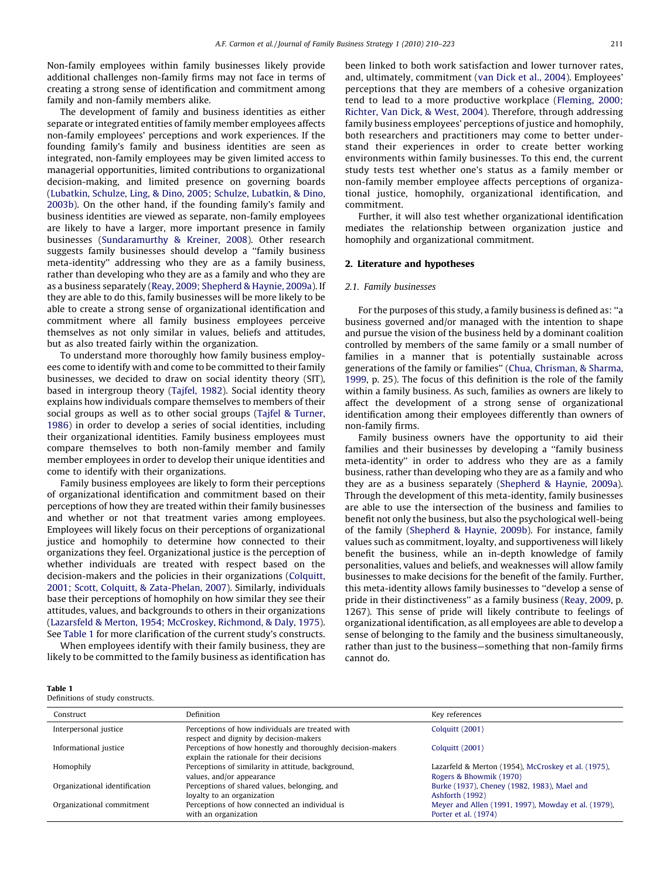Non-family employees within family businesses likely provide additional challenges non-family firms may not face in terms of creating a strong sense of identification and commitment among family and non-family members alike.

The development of family and business identities as either separate or integrated entities of family member employees affects non-family employees' perceptions and work experiences. If the founding family's family and business identities are seen as integrated, non-family employees may be given limited access to managerial opportunities, limited contributions to organizational decision-making, and limited presence on governing boards (Lubatkin, Schulze, Ling, & Dino, 2005; Schulze, Lubatkin, & Dino, 2003b). On the other hand, if the founding family's family and business identities are viewed as separate, non-family employees are likely to have a larger, more important presence in family businesses (Sundaramurthy & Kreiner, 2008). Other research suggests family businesses should develop a ''family business meta-identity'' addressing who they are as a family business, rather than developing who they are as a family and who they are as a business separately (Reay, 2009; Shepherd & Haynie, 2009a). If they are able to do this, family businesses will be more likely to be able to create a strong sense of organizational identification and commitment where all family business employees perceive themselves as not only similar in values, beliefs and attitudes, but as also treated fairly within the organization.

To understand more thoroughly how family business employees come to identify with and come to be committed to their family businesses, we decided to draw on social identity theory (SIT), based in intergroup theory (Tajfel, 1982). Social identity theory explains how individuals compare themselves to members of their social groups as well as to other social groups (Tajfel & Turner, 1986) in order to develop a series of social identities, including their organizational identities. Family business employees must compare themselves to both non-family member and family member employees in order to develop their unique identities and come to identify with their organizations.

Family business employees are likely to form their perceptions of organizational identification and commitment based on their perceptions of how they are treated within their family businesses and whether or not that treatment varies among employees. Employees will likely focus on their perceptions of organizational justice and homophily to determine how connected to their organizations they feel. Organizational justice is the perception of whether individuals are treated with respect based on the decision-makers and the policies in their organizations (Colquitt, 2001; Scott, Colquitt, & Zata-Phelan, 2007). Similarly, individuals base their perceptions of homophily on how similar they see their attitudes, values, and backgrounds to others in their organizations (Lazarsfeld & Merton, 1954; McCroskey, Richmond, & Daly, 1975). See Table 1 for more clarification of the current study's constructs.

When employees identify with their family business, they are likely to be committed to the family business as identification has been linked to both work satisfaction and lower turnover rates, and, ultimately, commitment (van Dick et al., 2004). Employees' perceptions that they are members of a cohesive organization tend to lead to a more productive workplace (Fleming, 2000; Richter, Van Dick, & West, 2004). Therefore, through addressing family business employees' perceptions of justice and homophily, both researchers and practitioners may come to better understand their experiences in order to create better working environments within family businesses. To this end, the current study tests test whether one's status as a family member or non-family member employee affects perceptions of organizational justice, homophily, organizational identification, and commitment.

Further, it will also test whether organizational identification mediates the relationship between organization justice and homophily and organizational commitment.

## 2. Literature and hypotheses

### 2.1. Family businesses

For the purposes of this study, a family business is defined as: ''a business governed and/or managed with the intention to shape and pursue the vision of the business held by a dominant coalition controlled by members of the same family or a small number of families in a manner that is potentially sustainable across generations of the family or families'' (Chua, Chrisman, & Sharma, 1999, p. 25). The focus of this definition is the role of the family within a family business. As such, families as owners are likely to affect the development of a strong sense of organizational identification among their employees differently than owners of non-family firms.

Family business owners have the opportunity to aid their families and their businesses by developing a ''family business meta-identity'' in order to address who they are as a family business, rather than developing who they are as a family and who they are as a business separately (Shepherd & Haynie, 2009a). Through the development of this meta-identity, family businesses are able to use the intersection of the business and families to benefit not only the business, but also the psychological well-being of the family (Shepherd & Haynie, 2009b). For instance, family values such as commitment, loyalty, and supportiveness will likely benefit the business, while an in-depth knowledge of family personalities, values and beliefs, and weaknesses will allow family businesses to make decisions for the benefit of the family. Further, this meta-identity allows family businesses to ''develop a sense of pride in their distinctiveness'' as a family business (Reay, 2009, p. 1267). This sense of pride will likely contribute to feelings of organizational identification, as all employees are able to develop a sense of belonging to the family and the business simultaneously, rather than just to the business—something that non-family firms cannot do.

**Table 1**
Definitions of study constructs.

| Construct | Definition | Key references |
|---|---|---|
| Interpersonal justice | Perceptions of how individuals are treated with respect and dignity by decision-makers | Colquitt (2001) |
| Informational justice | Perceptions of how honestly and thoroughly decision-makers explain the rationale for their decisions | Colquitt (2001) |
| Homophily | Perceptions of similarity in attitude, background, values, and/or appearance | Lazarsfeld & Merton (1954), McCroskey et al. (1975), Rogers & Bhowmik (1970) |
| Organizational identification | Perceptions of shared values, belonging, and loyalty to an organization | Burke (1937), Cheney (1982, 1983), Mael and Ashforth (1992) |
| Organizational commitment | Perceptions of how connected an individual is with an organization | Meyer and Allen (1991, 1997), Mowday et al. (1979), Porter et al. (1974) |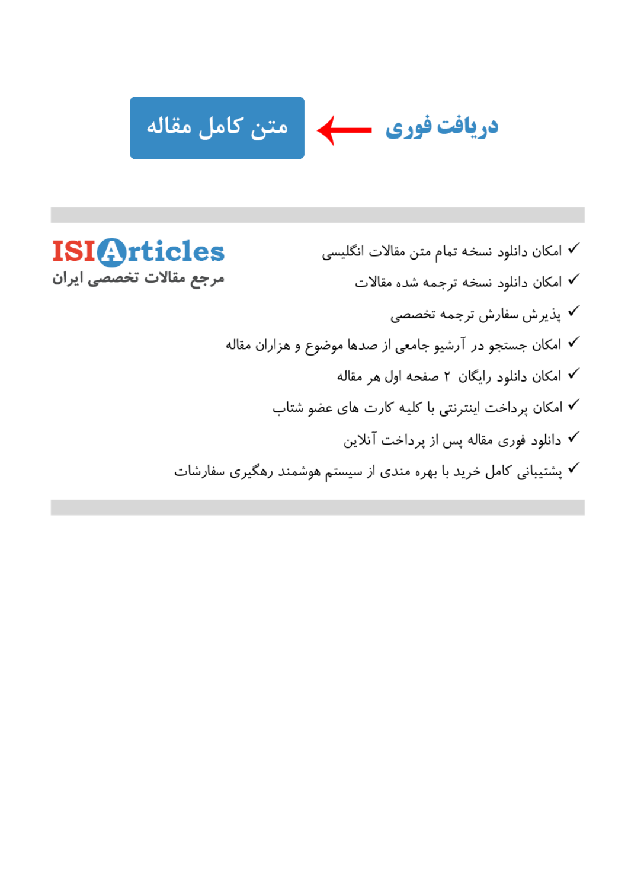دریافت فوری ← متن کامل مقاله

**ISIArticles**
مرجع مقالات تخصصی ایران

- ✓ امکان دانلود نسخه تمام متن مقالات انگلیسی
- ✓ امکان دانلود نسخه ترجمه شده مقالات
- ✓ پذیرش سفارش ترجمه تخصصی
- ✓ امکان جستجو در آرشیو جامعی از صدها موضوع و هزاران مقاله
- ✓ امکان دانلود رایگان ۲ صفحه اول هر مقاله
- ✓ امکان پرداخت اینترنتی با کلیه کارت های عضو شتاب
- ✓ دانلود فوری مقاله پس از پرداخت آنلاین
- ✓ پشتیبانی کامل خرید با بهره مندی از سیستم هوشمند رهگیری سفارشات